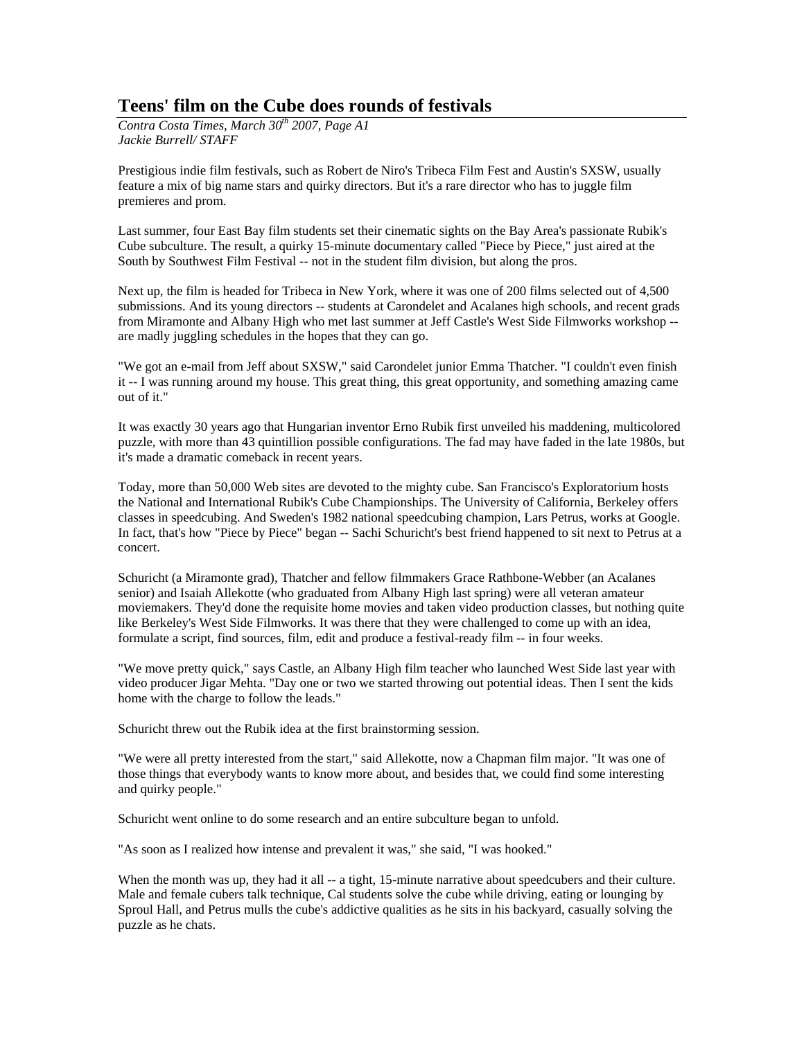# Teens' film on the Cube does rounds of festivals

*Contra Costa Times, March 30th 2007, Page A1*
*Jackie Burrell/ STAFF*

Prestigious indie film festivals, such as Robert de Niro's Tribeca Film Fest and Austin's SXSW, usually feature a mix of big name stars and quirky directors. But it's a rare director who has to juggle film premieres and prom.

Last summer, four East Bay film students set their cinematic sights on the Bay Area's passionate Rubik's Cube subculture. The result, a quirky 15-minute documentary called "Piece by Piece," just aired at the South by Southwest Film Festival -- not in the student film division, but along the pros.

Next up, the film is headed for Tribeca in New York, where it was one of 200 films selected out of 4,500 submissions. And its young directors -- students at Carondelet and Acalanes high schools, and recent grads from Miramonte and Albany High who met last summer at Jeff Castle's West Side Filmworks workshop -- are madly juggling schedules in the hopes that they can go.

"We got an e-mail from Jeff about SXSW," said Carondelet junior Emma Thatcher. "I couldn't even finish it -- I was running around my house. This great thing, this great opportunity, and something amazing came out of it."

It was exactly 30 years ago that Hungarian inventor Erno Rubik first unveiled his maddening, multicolored puzzle, with more than 43 quintillion possible configurations. The fad may have faded in the late 1980s, but it's made a dramatic comeback in recent years.

Today, more than 50,000 Web sites are devoted to the mighty cube. San Francisco's Exploratorium hosts the National and International Rubik's Cube Championships. The University of California, Berkeley offers classes in speedcubing. And Sweden's 1982 national speedcubing champion, Lars Petrus, works at Google. In fact, that's how "Piece by Piece" began -- Sachi Schuricht's best friend happened to sit next to Petrus at a concert.

Schuricht (a Miramonte grad), Thatcher and fellow filmmakers Grace Rathbone-Webber (an Acalanes senior) and Isaiah Allekotte (who graduated from Albany High last spring) were all veteran amateur moviemakers. They'd done the requisite home movies and taken video production classes, but nothing quite like Berkeley's West Side Filmworks. It was there that they were challenged to come up with an idea, formulate a script, find sources, film, edit and produce a festival-ready film -- in four weeks.

"We move pretty quick," says Castle, an Albany High film teacher who launched West Side last year with video producer Jigar Mehta. "Day one or two we started throwing out potential ideas. Then I sent the kids home with the charge to follow the leads."

Schuricht threw out the Rubik idea at the first brainstorming session.

"We were all pretty interested from the start," said Allekotte, now a Chapman film major. "It was one of those things that everybody wants to know more about, and besides that, we could find some interesting and quirky people."

Schuricht went online to do some research and an entire subculture began to unfold.

"As soon as I realized how intense and prevalent it was," she said, "I was hooked."

When the month was up, they had it all -- a tight, 15-minute narrative about speedcubers and their culture. Male and female cubers talk technique, Cal students solve the cube while driving, eating or lounging by Sproul Hall, and Petrus mulls the cube's addictive qualities as he sits in his backyard, casually solving the puzzle as he chats.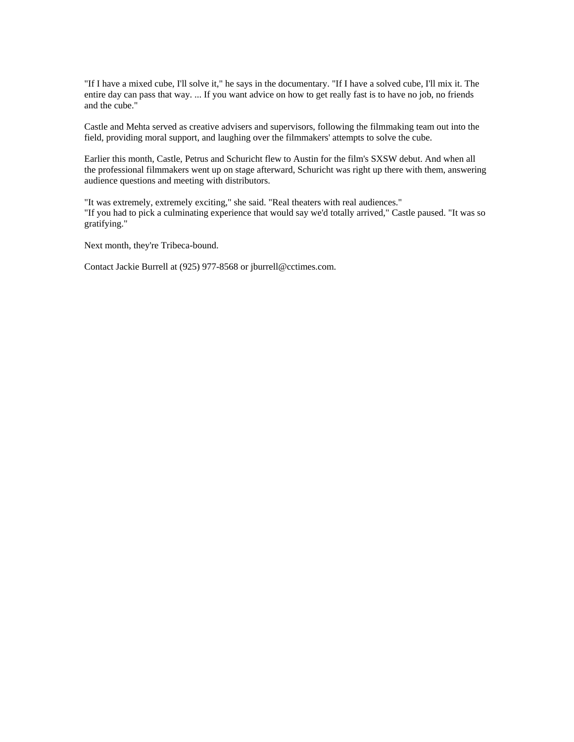"If I have a mixed cube, I'll solve it," he says in the documentary. "If I have a solved cube, I'll mix it. The entire day can pass that way. ... If you want advice on how to get really fast is to have no job, no friends and the cube."

Castle and Mehta served as creative advisers and supervisors, following the filmmaking team out into the field, providing moral support, and laughing over the filmmakers' attempts to solve the cube.

Earlier this month, Castle, Petrus and Schuricht flew to Austin for the film's SXSW debut. And when all the professional filmmakers went up on stage afterward, Schuricht was right up there with them, answering audience questions and meeting with distributors.

"It was extremely, extremely exciting," she said. "Real theaters with real audiences."
"If you had to pick a culminating experience that would say we'd totally arrived," Castle paused. "It was so gratifying."

Next month, they're Tribeca-bound.

Contact Jackie Burrell at (925) 977-8568 or jburrell@cctimes.com.